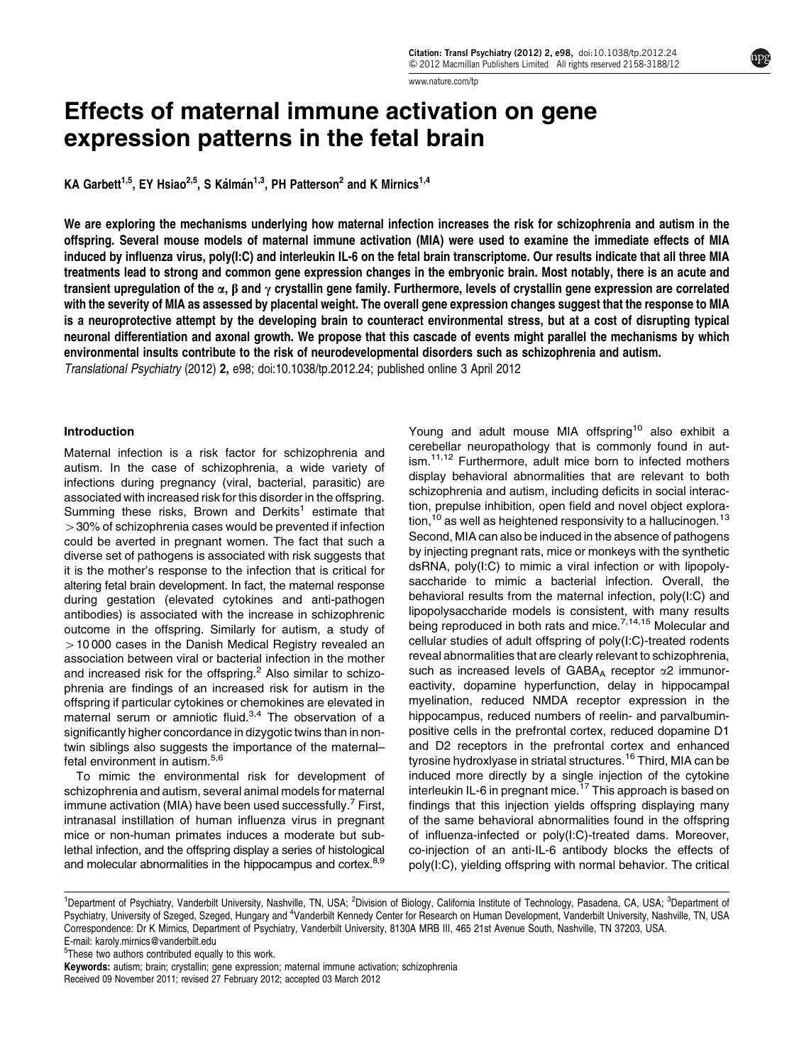# Effects of maternal immune activation on gene expression patterns in the fetal brain

KA Garbett[1,5], EY Hsiao[2,5], S Kálmán[1,3], PH Patterson[2] and K Mirnics[1,4]

**We are exploring the mechanisms underlying how maternal infection increases the risk for schizophrenia and autism in the offspring. Several mouse models of maternal immune activation (MIA) were used to examine the immediate effects of MIA induced by influenza virus, poly(I:C) and interleukin IL-6 on the fetal brain transcriptome. Our results indicate that all three MIA treatments lead to strong and common gene expression changes in the embryonic brain. Most notably, there is an acute and transient upregulation of the α, β and γ crystallin gene family. Furthermore, levels of crystallin gene expression are correlated with the severity of MIA as assessed by placental weight. The overall gene expression changes suggest that the response to MIA is a neuroprotective attempt by the developing brain to counteract environmental stress, but at a cost of disrupting typical neuronal differentiation and axonal growth. We propose that this cascade of events might parallel the mechanisms by which environmental insults contribute to the risk of neurodevelopmental disorders such as schizophrenia and autism.**

*Translational Psychiatry* (2012) **2,** e98; doi:10.1038/tp.2012.24; published online 3 April 2012

## Introduction

Maternal infection is a risk factor for schizophrenia and autism. In the case of schizophrenia, a wide variety of infections during pregnancy (viral, bacterial, parasitic) are associated with increased risk for this disorder in the offspring. Summing these risks, Brown and Derkits[1] estimate that >30% of schizophrenia cases would be prevented if infection could be averted in pregnant women. The fact that such a diverse set of pathogens is associated with risk suggests that it is the mother's response to the infection that is critical for altering fetal brain development. In fact, the maternal response during gestation (elevated cytokines and anti-pathogen antibodies) is associated with the increase in schizophrenic outcome in the offspring. Similarly for autism, a study of >10 000 cases in the Danish Medical Registry revealed an association between viral or bacterial infection in the mother and increased risk for the offspring.[2] Also similar to schizophrenia are findings of an increased risk for autism in the offspring if particular cytokines or chemokines are elevated in maternal serum or amniotic fluid.[3,4] The observation of a significantly higher concordance in dizygotic twins than in non-twin siblings also suggests the importance of the maternal–fetal environment in autism.[5,6]

To mimic the environmental risk for development of schizophrenia and autism, several animal models for maternal immune activation (MIA) have been used successfully.[7] First, intranasal instillation of human influenza virus in pregnant mice or non-human primates induces a moderate but sub-lethal infection, and the offspring display a series of histological and molecular abnormalities in the hippocampus and cortex.[8,9] Young and adult mouse MIA offspring[10] also exhibit a cerebellar neuropathology that is commonly found in autism.[11,12] Furthermore, adult mice born to infected mothers display behavioral abnormalities that are relevant to both schizophrenia and autism, including deficits in social interaction, prepulse inhibition, open field and novel object exploration,[10] as well as heightened responsivity to a hallucinogen.[13] Second, MIA can also be induced in the absence of pathogens by injecting pregnant rats, mice or monkeys with the synthetic dsRNA, poly(I:C) to mimic a viral infection or with lipopolysaccharide to mimic a bacterial infection. Overall, the behavioral results from the maternal infection, poly(I:C) and lipopolysaccharide models is consistent, with many results being reproduced in both rats and mice.[7,14,15] Molecular and cellular studies of adult offspring of poly(I:C)-treated rodents reveal abnormalities that are clearly relevant to schizophrenia, such as increased levels of $GABA_A$ receptor α2 immunoreactivity, dopamine hyperfunction, delay in hippocampal myelination, reduced NMDA receptor expression in the hippocampus, reduced numbers of reelin- and parvalbumin-positive cells in the prefrontal cortex, reduced dopamine D1 and D2 receptors in the prefrontal cortex and enhanced tyrosine hydroxylase in striatal structures.[16] Third, MIA can be induced more directly by a single injection of the cytokine interleukin IL-6 in pregnant mice.[17] This approach is based on findings that this injection yields offspring displaying many of the same behavioral abnormalities found in the offspring of influenza-infected or poly(I:C)-treated dams. Moreover, co-injection of an anti-IL-6 antibody blocks the effects of poly(I:C), yielding offspring with normal behavior. The critical

[1]Department of Psychiatry, Vanderbilt University, Nashville, TN, USA; [2]Division of Biology, California Institute of Technology, Pasadena, CA, USA; [3]Department of Psychiatry, University of Szeged, Szeged, Hungary and [4]Vanderbilt Kennedy Center for Research on Human Development, Vanderbilt University, Nashville, TN, USA

Correspondence: Dr K Mirnics, Department of Psychiatry, Vanderbilt University, 8130A MRB III, 465 21st Avenue South, Nashville, TN 37203, USA.
E-mail: karoly.mirnics@vanderbilt.edu

[5]These two authors contributed equally to this work.

**Keywords:** autism; brain; crystallin; gene expression; maternal immune activation; schizophrenia

Received 09 November 2011; revised 27 February 2012; accepted 03 March 2012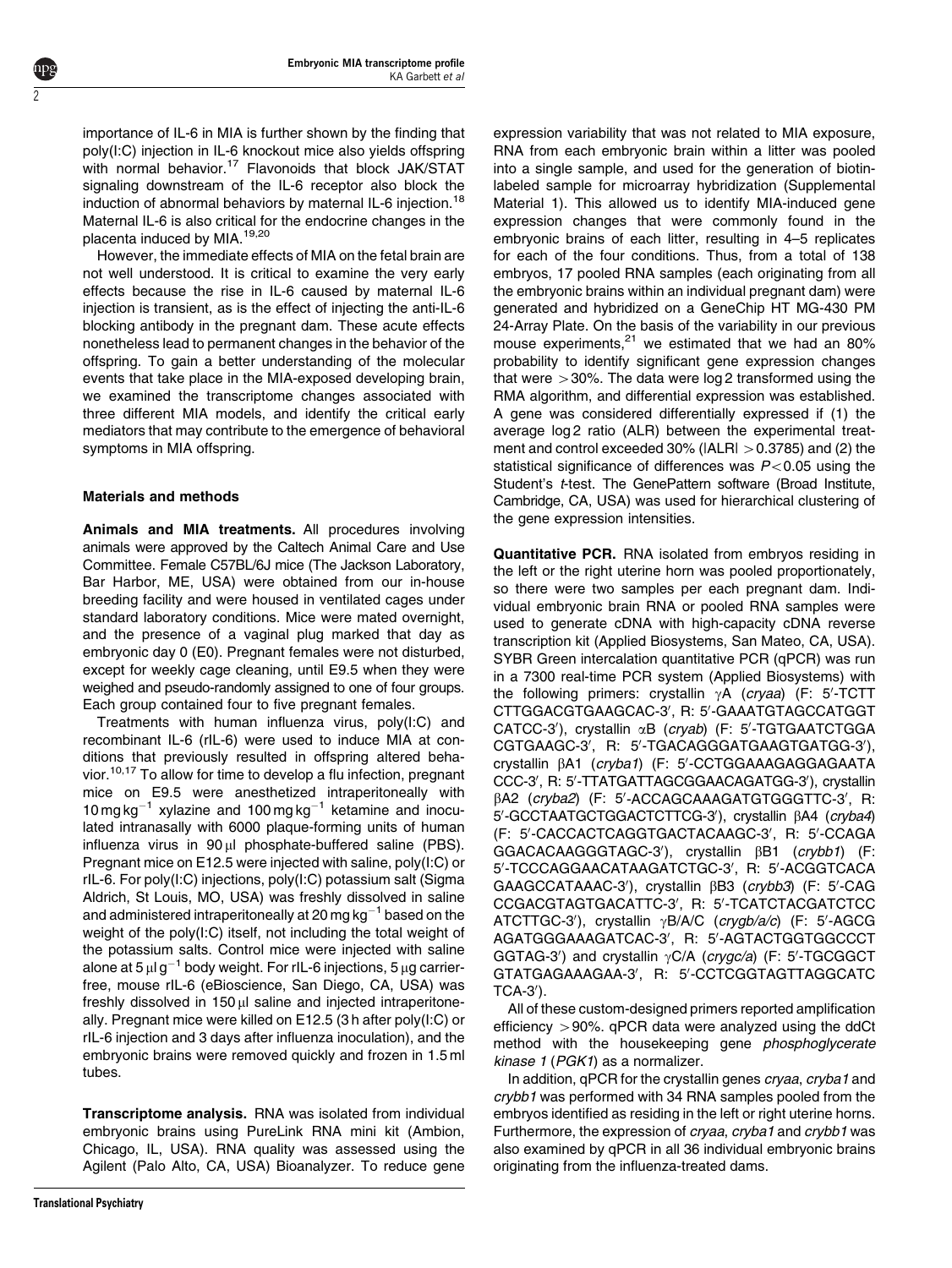importance of IL-6 in MIA is further shown by the finding that poly(I:C) injection in IL-6 knockout mice also yields offspring with normal behavior.[17] Flavonoids that block JAK/STAT signaling downstream of the IL-6 receptor also block the induction of abnormal behaviors by maternal IL-6 injection.[18] Maternal IL-6 is also critical for the endocrine changes in the placenta induced by MIA.[19,20]

However, the immediate effects of MIA on the fetal brain are not well understood. It is critical to examine the very early effects because the rise in IL-6 caused by maternal IL-6 injection is transient, as is the effect of injecting the anti-IL-6 blocking antibody in the pregnant dam. These acute effects nonetheless lead to permanent changes in the behavior of the offspring. To gain a better understanding of the molecular events that take place in the MIA-exposed developing brain, we examined the transcriptome changes associated with three different MIA models, and identify the critical early mediators that may contribute to the emergence of behavioral symptoms in MIA offspring.

## Materials and methods

**Animals and MIA treatments.** All procedures involving animals were approved by the Caltech Animal Care and Use Committee. Female C57BL/6J mice (The Jackson Laboratory, Bar Harbor, ME, USA) were obtained from our in-house breeding facility and were housed in ventilated cages under standard laboratory conditions. Mice were mated overnight, and the presence of a vaginal plug marked that day as embryonic day 0 (E0). Pregnant females were not disturbed, except for weekly cage cleaning, until E9.5 when they were weighed and pseudo-randomly assigned to one of four groups. Each group contained four to five pregnant females.

Treatments with human influenza virus, poly(I:C) and recombinant IL-6 (rIL-6) were used to induce MIA at conditions that previously resulted in offspring altered behavior.[10,17] To allow for time to develop a flu infection, pregnant mice on E9.5 were anesthetized intraperitoneally with 10 mg kg$^{-1}$ xylazine and 100 mg kg$^{-1}$ ketamine and inoculated intranasally with 6000 plaque-forming units of human influenza virus in 90 μl phosphate-buffered saline (PBS). Pregnant mice on E12.5 were injected with saline, poly(I:C) or rIL-6. For poly(I:C) injections, poly(I:C) potassium salt (Sigma Aldrich, St Louis, MO, USA) was freshly dissolved in saline and administered intraperitoneally at 20 mg kg$^{-1}$ based on the weight of the poly(I:C) itself, not including the total weight of the potassium salts. Control mice were injected with saline alone at 5 μl g$^{-1}$ body weight. For rIL-6 injections, 5 μg carrier-free, mouse rIL-6 (eBioscience, San Diego, CA, USA) was freshly dissolved in 150 μl saline and injected intraperitoneally. Pregnant mice were killed on E12.5 (3 h after poly(I:C) or rIL-6 injection and 3 days after influenza inoculation), and the embryonic brains were removed quickly and frozen in 1.5 ml tubes.

**Transcriptome analysis.** RNA was isolated from individual embryonic brains using PureLink RNA mini kit (Ambion, Chicago, IL, USA). RNA quality was assessed using the Agilent (Palo Alto, CA, USA) Bioanalyzer. To reduce gene expression variability that was not related to MIA exposure, RNA from each embryonic brain within a litter was pooled into a single sample, and used for the generation of biotin-labeled sample for microarray hybridization (Supplemental Material 1). This allowed us to identify MIA-induced gene expression changes that were commonly found in the embryonic brains of each litter, resulting in 4–5 replicates for each of the four conditions. Thus, from a total of 138 embryos, 17 pooled RNA samples (each originating from all the embryonic brains within an individual pregnant dam) were generated and hybridized on a GeneChip HT MG-430 PM 24-Array Plate. On the basis of the variability in our previous mouse experiments,[21] we estimated that we had an 80% probability to identify significant gene expression changes that were >30%. The data were log2 transformed using the RMA algorithm, and differential expression was established. A gene was considered differentially expressed if (1) the average log2 ratio (ALR) between the experimental treatment and control exceeded 30% ($|ALR| > 0.3785$) and (2) the statistical significance of differences was $P < 0.05$ using the Student's *t*-test. The GenePattern software (Broad Institute, Cambridge, CA, USA) was used for hierarchical clustering of the gene expression intensities.

**Quantitative PCR.** RNA isolated from embryos residing in the left or the right uterine horn was pooled proportionately, so there were two samples per each pregnant dam. Individual embryonic brain RNA or pooled RNA samples were used to generate cDNA with high-capacity cDNA reverse transcription kit (Applied Biosystems, San Mateo, CA, USA). SYBR Green intercalation quantitative PCR (qPCR) was run in a 7300 real-time PCR system (Applied Biosystems) with the following primers: crystallin γA (*cryaa*) (F: 5′-TCTTCTTGGACGTGAAGCAC-3′, R: 5′-GAAATGTAGCCATGGTCATCC-3′), crystallin αB (*cryab*) (F: 5′-TGTGAATCTGGACGTGAAGC-3′, R: 5′-TGACAGGGATGAAGTGATGG-3′), crystallin βA1 (*cryba1*) (F: 5′-CCTGGAAAGAGGAGAATACCC-3′, R: 5′-TTATGATTAGCGGAACAGATGG-3′), crystallin βA2 (*cryba2*) (F: 5′-ACCAGCAAAGATGTGGGTTC-3′, R: 5′-GCCTAATGCTGGACTCTTCG-3′), crystallin βA4 (*cryba4*) (F: 5′-CACCACTCAGGTGACTACAAGC-3′, R: 5′-CCAGAGGACACAAGGGTAGC-3′), crystallin βB1 (*crybb1*) (F: 5′-TCCCAGGAACATAAGATCTGC-3′, R: 5′-ACGGTCACAGAAGCCATAAAC-3′), crystallin βB3 (*crybb3*) (F: 5′-CAGCCGACGTAGTGACATTC-3′, R: 5′-TCATCTACGATCTCCATCTTGC-3′), crystallin γB/A/C (*crygb/a/c*) (F: 5′-AGCGAGATGGGAAAGATCAC-3′, R: 5′-AGTACTGGTGGCCCTGGTAG-3′) and crystallin γC/A (*crygc/a*) (F: 5′-TGCGGCTGTATGAGAAAGAA-3′, R: 5′-CCTCGGTAGTTAGGCATCTCA-3′).

All of these custom-designed primers reported amplification efficiency >90%. qPCR data were analyzed using the ddCt method with the housekeeping gene *phosphoglycerate kinase 1* (*PGK1*) as a normalizer.

In addition, qPCR for the crystallin genes *cryaa*, *cryba1* and *crybb1* was performed with 34 RNA samples pooled from the embryos identified as residing in the left or right uterine horns. Furthermore, the expression of *cryaa*, *cryba1* and *crybb1* was also examined by qPCR in all 36 individual embryonic brains originating from the influenza-treated dams.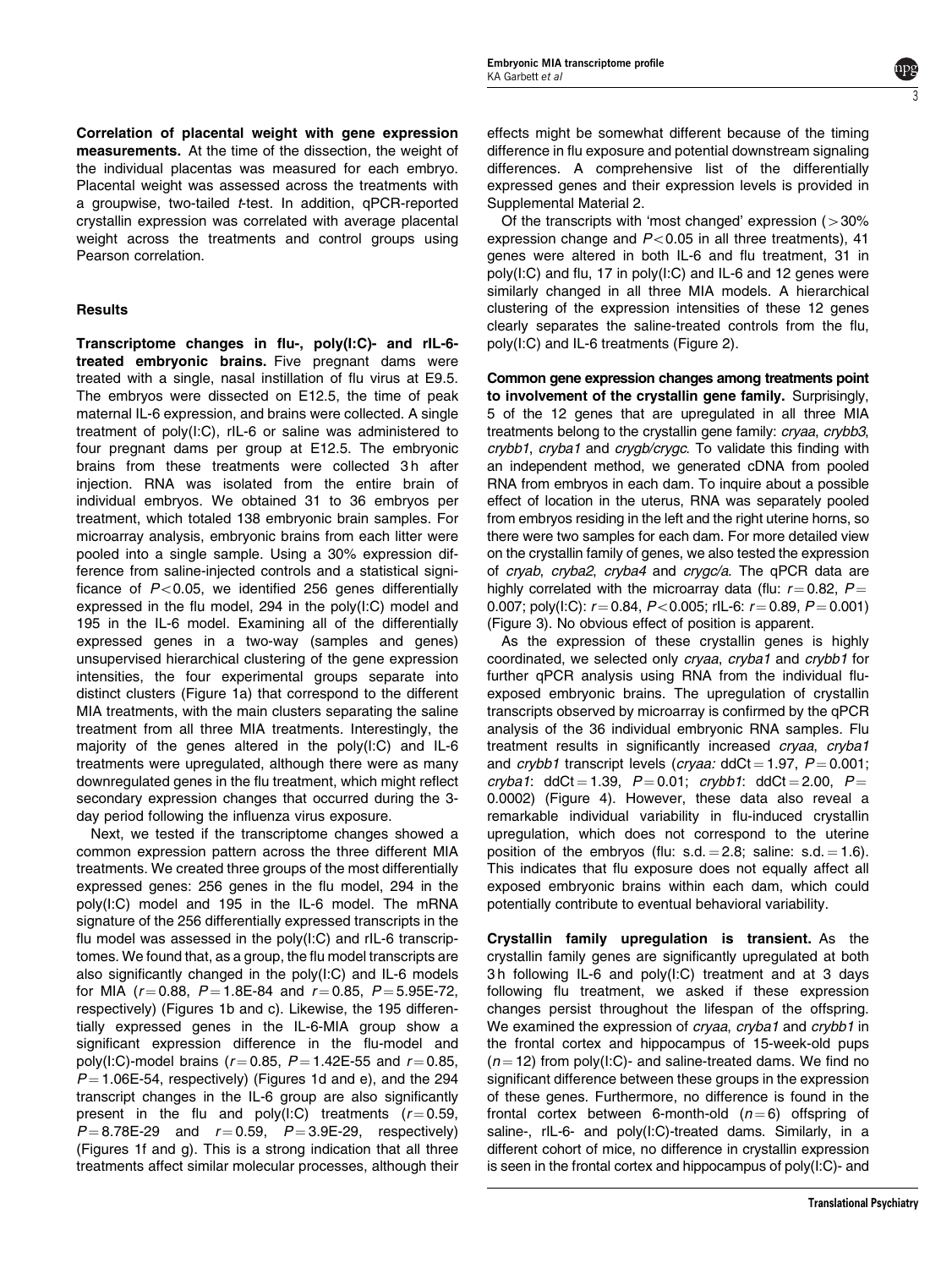**Correlation of placental weight with gene expression measurements.** At the time of the dissection, the weight of the individual placentas was measured for each embryo. Placental weight was assessed across the treatments with a groupwise, two-tailed *t*-test. In addition, qPCR-reported crystallin expression was correlated with average placental weight across the treatments and control groups using Pearson correlation.

## Results

**Transcriptome changes in flu-, poly(I:C)- and rIL-6-treated embryonic brains.** Five pregnant dams were treated with a single, nasal instillation of flu virus at E9.5. The embryos were dissected on E12.5, the time of peak maternal IL-6 expression, and brains were collected. A single treatment of poly(I:C), rIL-6 or saline was administered to four pregnant dams per group at E12.5. The embryonic brains from these treatments were collected 3 h after injection. RNA was isolated from the entire brain of individual embryos. We obtained 31 to 36 embryos per treatment, which totaled 138 embryonic brain samples. For microarray analysis, embryonic brains from each litter were pooled into a single sample. Using a 30% expression difference from saline-injected controls and a statistical significance of $P<0.05$, we identified 256 genes differentially expressed in the flu model, 294 in the poly(I:C) model and 195 in the IL-6 model. Examining all of the differentially expressed genes in a two-way (samples and genes) unsupervised hierarchical clustering of the gene expression intensities, the four experimental groups separate into distinct clusters (Figure 1a) that correspond to the different MIA treatments, with the main clusters separating the saline treatment from all three MIA treatments. Interestingly, the majority of the genes altered in the poly(I:C) and IL-6 treatments were upregulated, although there were as many downregulated genes in the flu treatment, which might reflect secondary expression changes that occurred during the 3-day period following the influenza virus exposure.

Next, we tested if the transcriptome changes showed a common expression pattern across the three different MIA treatments. We created three groups of the most differentially expressed genes: 256 genes in the flu model, 294 in the poly(I:C) model and 195 in the IL-6 model. The mRNA signature of the 256 differentially expressed transcripts in the flu model was assessed in the poly(I:C) and rIL-6 transcriptomes. We found that, as a group, the flu model transcripts are also significantly changed in the poly(I:C) and IL-6 models for MIA ($r=0.88$, $P=1.8\text{E-}84$ and $r=0.85$, $P=5.95\text{E-}72$, respectively) (Figures 1b and c). Likewise, the 195 differentially expressed genes in the IL-6-MIA group show a significant expression difference in the flu-model and poly(I:C)-model brains ($r=0.85$, $P=1.42\text{E-}55$ and $r=0.85$, $P=1.06\text{E-}54$, respectively) (Figures 1d and e), and the 294 transcript changes in the IL-6 group are also significantly present in the flu and poly(I:C) treatments ($r=0.59$, $P=8.78\text{E-}29$ and $r=0.59$, $P=3.9\text{E-}29$, respectively) (Figures 1f and g). This is a strong indication that all three treatments affect similar molecular processes, although their effects might be somewhat different because of the timing difference in flu exposure and potential downstream signaling differences. A comprehensive list of the differentially expressed genes and their expression levels is provided in Supplemental Material 2.

Of the transcripts with 'most changed' expression (>30% expression change and $P<0.05$ in all three treatments), 41 genes were altered in both IL-6 and flu treatment, 31 in poly(I:C) and flu, 17 in poly(I:C) and IL-6 and 12 genes were similarly changed in all three MIA models. A hierarchical clustering of the expression intensities of these 12 genes clearly separates the saline-treated controls from the flu, poly(I:C) and IL-6 treatments (Figure 2).

**Common gene expression changes among treatments point to involvement of the crystallin gene family.** Surprisingly, 5 of the 12 genes that are upregulated in all three MIA treatments belong to the crystallin gene family: *cryaa*, *crybb3*, *crybb1*, *cryba1* and *crygb/crygc*. To validate this finding with an independent method, we generated cDNA from pooled RNA from embryos in each dam. To inquire about a possible effect of location in the uterus, RNA was separately pooled from embryos residing in the left and the right uterine horns, so there were two samples for each dam. For more detailed view on the crystallin family of genes, we also tested the expression of *cryab*, *cryba2*, *cryba4* and *crygc/a*. The qPCR data are highly correlated with the microarray data (flu: $r=0.82$, $P=0.007$; poly(I:C): $r=0.84$, $P<0.005$; rIL-6: $r=0.89$, $P=0.001$) (Figure 3). No obvious effect of position is apparent.

As the expression of these crystallin genes is highly coordinated, we selected only *cryaa*, *cryba1* and *crybb1* for further qPCR analysis using RNA from the individual flu-exposed embryonic brains. The upregulation of crystallin transcripts observed by microarray is confirmed by the qPCR analysis of the 36 individual embryonic RNA samples. Flu treatment results in significantly increased *cryaa*, *cryba1* and *crybb1* transcript levels (*cryaa:* ddCt $=1.97$, $P=0.001$; *cryba1*: ddCt $=1.39$, $P=0.01$; *crybb1*: ddCt $=2.00$, $P=0.0002$) (Figure 4). However, these data also reveal a remarkable individual variability in flu-induced crystallin upregulation, which does not correspond to the uterine position of the embryos (flu: s.d. $=2.8$; saline: s.d. $=1.6$). This indicates that flu exposure does not equally affect all exposed embryonic brains within each dam, which could potentially contribute to eventual behavioral variability.

**Crystallin family upregulation is transient.** As the crystallin family genes are significantly upregulated at both 3 h following IL-6 and poly(I:C) treatment and at 3 days following flu treatment, we asked if these expression changes persist throughout the lifespan of the offspring. We examined the expression of *cryaa*, *cryba1* and *crybb1* in the frontal cortex and hippocampus of 15-week-old pups ($n=12$) from poly(I:C)- and saline-treated dams. We find no significant difference between these groups in the expression of these genes. Furthermore, no difference is found in the frontal cortex between 6-month-old ($n=6$) offspring of saline-, rIL-6- and poly(I:C)-treated dams. Similarly, in a different cohort of mice, no difference in crystallin expression is seen in the frontal cortex and hippocampus of poly(I:C)- and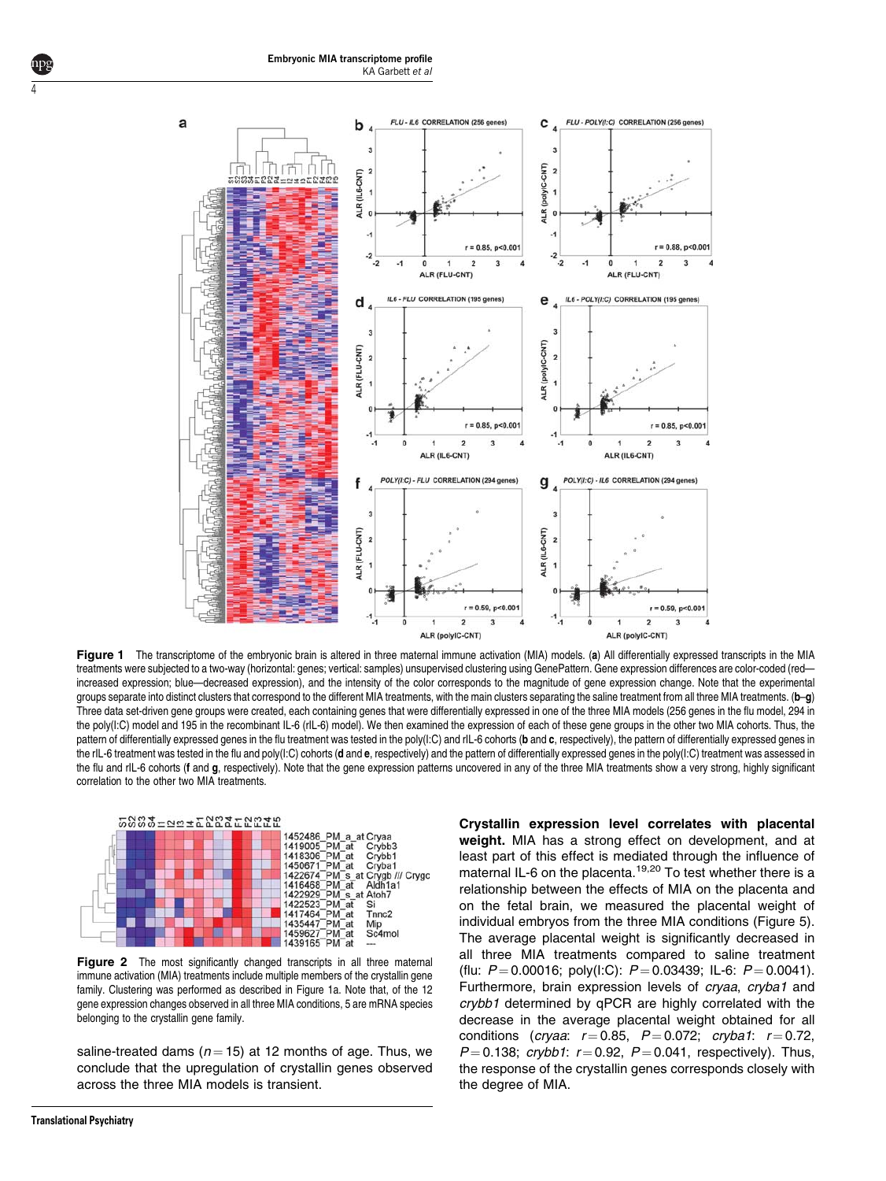**Figure 1** The transcriptome of the embryonic brain is altered in three maternal immune activation (MIA) models. (**a**) All differentially expressed transcripts in the MIA treatments were subjected to a two-way (horizontal: genes; vertical: samples) unsupervised clustering using GenePattern. Gene expression differences are color-coded (red—increased expression; blue—decreased expression), and the intensity of the color corresponds to the magnitude of gene expression change. Note that the experimental groups separate into distinct clusters that correspond to the different MIA treatments, with the main clusters separating the saline treatment from all three MIA treatments. (**b**–**g**) Three data set-driven gene groups were created, each containing genes that were differentially expressed in one of the three MIA models (256 genes in the flu model, 294 in the poly(I:C) model and 195 in the recombinant IL-6 (rIL-6) model). We then examined the expression of each of these gene groups in the other two MIA cohorts. Thus, the pattern of differentially expressed genes in the flu treatment was tested in the poly(I:C) and rIL-6 cohorts (**b** and **c**, respectively), the pattern of differentially expressed genes in the rIL-6 treatment was tested in the flu and poly(I:C) cohorts (**d** and **e**, respectively) and the pattern of differentially expressed genes in the poly(I:C) treatment was assessed in the flu and rIL-6 cohorts (**f** and **g**, respectively). Note that the gene expression patterns uncovered in any of the three MIA treatments show a very strong, highly significant correlation to the other two MIA treatments.

**Figure 2** The most significantly changed transcripts in all three maternal immune activation (MIA) treatments include multiple members of the crystallin gene family. Clustering was performed as described in Figure 1a. Note that, of the 12 gene expression changes observed in all three MIA conditions, 5 are mRNA species belonging to the crystallin gene family.

saline-treated dams ($n = 15$) at 12 months of age. Thus, we conclude that the upregulation of crystallin genes observed across the three MIA models is transient.

**Crystallin expression level correlates with placental weight.** MIA has a strong effect on development, and at least part of this effect is mediated through the influence of maternal IL-6 on the placenta.[19,20] To test whether there is a relationship between the effects of MIA on the placenta and on the fetal brain, we measured the placental weight of individual embryos from the three MIA conditions (Figure 5). The average placental weight is significantly decreased in all three MIA treatments compared to saline treatment (flu: $P = 0.00016$; poly(I:C): $P = 0.03439$; IL-6: $P = 0.0041$). Furthermore, brain expression levels of *cryaa*, *cryba1* and *crybb1* determined by qPCR are highly correlated with the decrease in the average placental weight obtained for all conditions (*cryaa*: $r = 0.85$, $P = 0.072$; *cryba1*: $r = 0.72$, $P = 0.138$; *crybb1*: $r = 0.92$, $P = 0.041$, respectively). Thus, the response of the crystallin genes corresponds closely with the degree of MIA.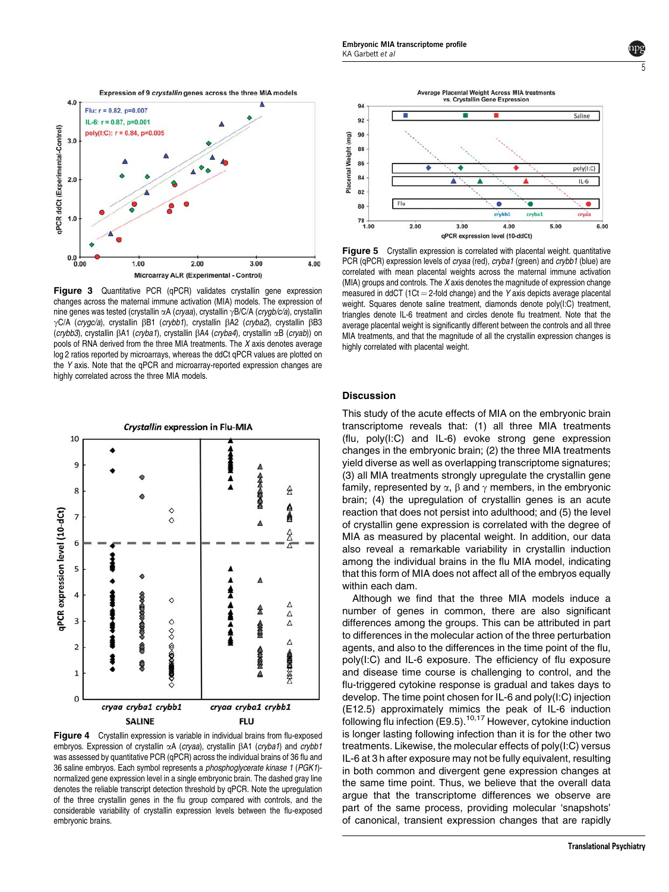**Figure 3** Quantitative PCR (qPCR) validates crystallin gene expression changes across the maternal immune activation (MIA) models. The expression of nine genes was tested (crystallin αA (*cryaa*), crystallin γB/C/A (*crygb/c/a*), crystallin γC/A (*crygc/a*), crystallin βB1 (*crybb1*), crystallin βA2 (*cryba2*), crystallin βB3 (*crybb3*), crystallin βA1 (*cryba1*), crystallin βA4 (*cryba4*), crystallin αB (*cryab*)) on pools of RNA derived from the three MIA treatments. The *X* axis denotes average log 2 ratios reported by microarrays, whereas the ddCt qPCR values are plotted on the *Y* axis. Note that the qPCR and microarray-reported expression changes are highly correlated across the three MIA models.

**Figure 4** Crystallin expression is variable in individual brains from flu-exposed embryos. Expression of crystallin αA (*cryaa*), crystallin βA1 (*cryba1*) and *crybb1* was assessed by quantitative PCR (qPCR) across the individual brains of 36 flu and 36 saline embryos. Each symbol represents a *phosphoglycerate kinase 1* (*PGK1*)-normalized gene expression level in a single embryonic brain. The dashed gray line denotes the reliable transcript detection threshold by qPCR. Note the upregulation of the three crystallin genes in the flu group compared with controls, and the considerable variability of crystallin expression levels between the flu-exposed embryonic brains.

**Figure 5** Crystallin expression is correlated with placental weight. quantitative PCR (qPCR) expression levels of *cryaa* (red), *cryba1* (green) and *crybb1* (blue) are correlated with mean placental weights across the maternal immune activation (MIA) groups and controls. The *X* axis denotes the magnitude of expression change measured in ddCT (1Ct = 2-fold change) and the *Y* axis depicts average placental weight. Squares denote saline treatment, diamonds denote poly(I:C) treatment, triangles denote IL-6 treatment and circles denote flu treatment. Note that the average placental weight is significantly different between the controls and all three MIA treatments, and that the magnitude of all the crystallin expression changes is highly correlated with placental weight.

## Discussion

This study of the acute effects of MIA on the embryonic brain transcriptome reveals that: (1) all three MIA treatments (flu, poly(I:C) and IL-6) evoke strong gene expression changes in the embryonic brain; (2) the three MIA treatments yield diverse as well as overlapping transcriptome signatures; (3) all MIA treatments strongly upregulate the crystallin gene family, represented by α, β and γ members, in the embryonic brain; (4) the upregulation of crystallin genes is an acute reaction that does not persist into adulthood; and (5) the level of crystallin gene expression is correlated with the degree of MIA as measured by placental weight. In addition, our data also reveal a remarkable variability in crystallin induction among the individual brains in the flu MIA model, indicating that this form of MIA does not affect all of the embryos equally within each dam.

Although we find that the three MIA models induce a number of genes in common, there are also significant differences among the groups. This can be attributed in part to differences in the molecular action of the three perturbation agents, and also to the differences in the time point of the flu, poly(I:C) and IL-6 exposure. The efficiency of flu exposure and disease time course is challenging to control, and the flu-triggered cytokine response is gradual and takes days to develop. The time point chosen for IL-6 and poly(I:C) injection (E12.5) approximately mimics the peak of IL-6 induction following flu infection (E9.5).[10,17] However, cytokine induction is longer lasting following infection than it is for the other two treatments. Likewise, the molecular effects of poly(I:C) versus IL-6 at 3 h after exposure may not be fully equivalent, resulting in both common and divergent gene expression changes at the same time point. Thus, we believe that the overall data argue that the transcriptome differences we observe are part of the same process, providing molecular 'snapshots' of canonical, transient expression changes that are rapidly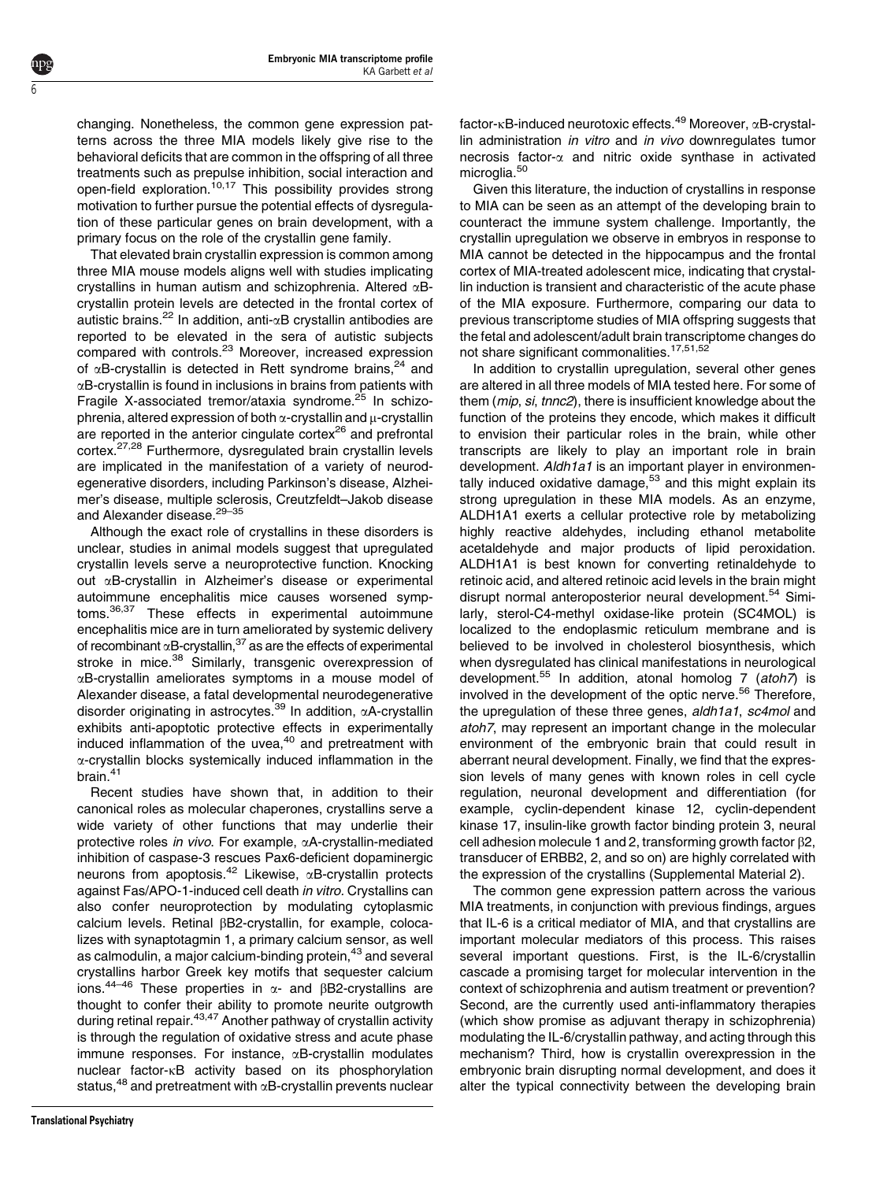changing. Nonetheless, the common gene expression patterns across the three MIA models likely give rise to the behavioral deficits that are common in the offspring of all three treatments such as prepulse inhibition, social interaction and open-field exploration.[10,17] This possibility provides strong motivation to further pursue the potential effects of dysregulation of these particular genes on brain development, with a primary focus on the role of the crystallin gene family.

That elevated brain crystallin expression is common among three MIA mouse models aligns well with studies implicating crystallins in human autism and schizophrenia. Altered αB-crystallin protein levels are detected in the frontal cortex of autistic brains.[22] In addition, anti-αB crystallin antibodies are reported to be elevated in the sera of autistic subjects compared with controls.[23] Moreover, increased expression of αB-crystallin is detected in Rett syndrome brains,[24] and αB-crystallin is found in inclusions in brains from patients with Fragile X-associated tremor/ataxia syndrome.[25] In schizophrenia, altered expression of both α-crystallin and μ-crystallin are reported in the anterior cingulate cortex[26] and prefrontal cortex.[27,28] Furthermore, dysregulated brain crystallin levels are implicated in the manifestation of a variety of neurodegenerative disorders, including Parkinson's disease, Alzheimer's disease, multiple sclerosis, Creutzfeldt–Jakob disease and Alexander disease.[29–35]

Although the exact role of crystallins in these disorders is unclear, studies in animal models suggest that upregulated crystallin levels serve a neuroprotective function. Knocking out αB-crystallin in Alzheimer's disease or experimental autoimmune encephalitis mice causes worsened symptoms.[36,37] These effects in experimental autoimmune encephalitis mice are in turn ameliorated by systemic delivery of recombinant αB-crystallin,[37] as are the effects of experimental stroke in mice.[38] Similarly, transgenic overexpression of αB-crystallin ameliorates symptoms in a mouse model of Alexander disease, a fatal developmental neurodegenerative disorder originating in astrocytes.[39] In addition, αA-crystallin exhibits anti-apoptotic protective effects in experimentally induced inflammation of the uvea,[40] and pretreatment with α-crystallin blocks systemically induced inflammation in the brain.[41]

Recent studies have shown that, in addition to their canonical roles as molecular chaperones, crystallins serve a wide variety of other functions that may underlie their protective roles *in vivo*. For example, αA-crystallin-mediated inhibition of caspase-3 rescues Pax6-deficient dopaminergic neurons from apoptosis.[42] Likewise, αB-crystallin protects against Fas/APO-1-induced cell death *in vitro*. Crystallins can also confer neuroprotection by modulating cytoplasmic calcium levels. Retinal βB2-crystallin, for example, colocalizes with synaptotagmin 1, a primary calcium sensor, as well as calmodulin, a major calcium-binding protein,[43] and several crystallins harbor Greek key motifs that sequester calcium ions.[44–46] These properties in α- and βB2-crystallins are thought to confer their ability to promote neurite outgrowth during retinal repair.[43,47] Another pathway of crystallin activity is through the regulation of oxidative stress and acute phase immune responses. For instance, αB-crystallin modulates nuclear factor-κB activity based on its phosphorylation status,[48] and pretreatment with αB-crystallin prevents nuclear factor-κB-induced neurotoxic effects.[49] Moreover, αB-crystallin administration *in vitro* and *in vivo* downregulates tumor necrosis factor-α and nitric oxide synthase in activated microglia.[50]

Given this literature, the induction of crystallins in response to MIA can be seen as an attempt of the developing brain to counteract the immune system challenge. Importantly, the crystallin upregulation we observe in embryos in response to MIA cannot be detected in the hippocampus and the frontal cortex of MIA-treated adolescent mice, indicating that crystallin induction is transient and characteristic of the acute phase of the MIA exposure. Furthermore, comparing our data to previous transcriptome studies of MIA offspring suggests that the fetal and adolescent/adult brain transcriptome changes do not share significant commonalities.[17,51,52]

In addition to crystallin upregulation, several other genes are altered in all three models of MIA tested here. For some of them (*mip*, *si*, *tnnc2*), there is insufficient knowledge about the function of the proteins they encode, which makes it difficult to envision their particular roles in the brain, while other transcripts are likely to play an important role in brain development. *Aldh1a1* is an important player in environmentally induced oxidative damage,[53] and this might explain its strong upregulation in these MIA models. As an enzyme, ALDH1A1 exerts a cellular protective role by metabolizing highly reactive aldehydes, including ethanol metabolite acetaldehyde and major products of lipid peroxidation. ALDH1A1 is best known for converting retinaldehyde to retinoic acid, and altered retinoic acid levels in the brain might disrupt normal anteroposterior neural development.[54] Similarly, sterol-C4-methyl oxidase-like protein (SC4MOL) is localized to the endoplasmic reticulum membrane and is believed to be involved in cholesterol biosynthesis, which when dysregulated has clinical manifestations in neurological development.[55] In addition, atonal homolog 7 (*atoh7*) is involved in the development of the optic nerve.[56] Therefore, the upregulation of these three genes, *aldh1a1*, *sc4mol* and *atoh7*, may represent an important change in the molecular environment of the embryonic brain that could result in aberrant neural development. Finally, we find that the expression levels of many genes with known roles in cell cycle regulation, neuronal development and differentiation (for example, cyclin-dependent kinase 12, cyclin-dependent kinase 17, insulin-like growth factor binding protein 3, neural cell adhesion molecule 1 and 2, transforming growth factor β2, transducer of ERBB2, 2, and so on) are highly correlated with the expression of the crystallins (Supplemental Material 2).

The common gene expression pattern across the various MIA treatments, in conjunction with previous findings, argues that IL-6 is a critical mediator of MIA, and that crystallins are important molecular mediators of this process. This raises several important questions. First, is the IL-6/crystallin cascade a promising target for molecular intervention in the context of schizophrenia and autism treatment or prevention? Second, are the currently used anti-inflammatory therapies (which show promise as adjuvant therapy in schizophrenia) modulating the IL-6/crystallin pathway, and acting through this mechanism? Third, how is crystallin overexpression in the embryonic brain disrupting normal development, and does it alter the typical connectivity between the developing brain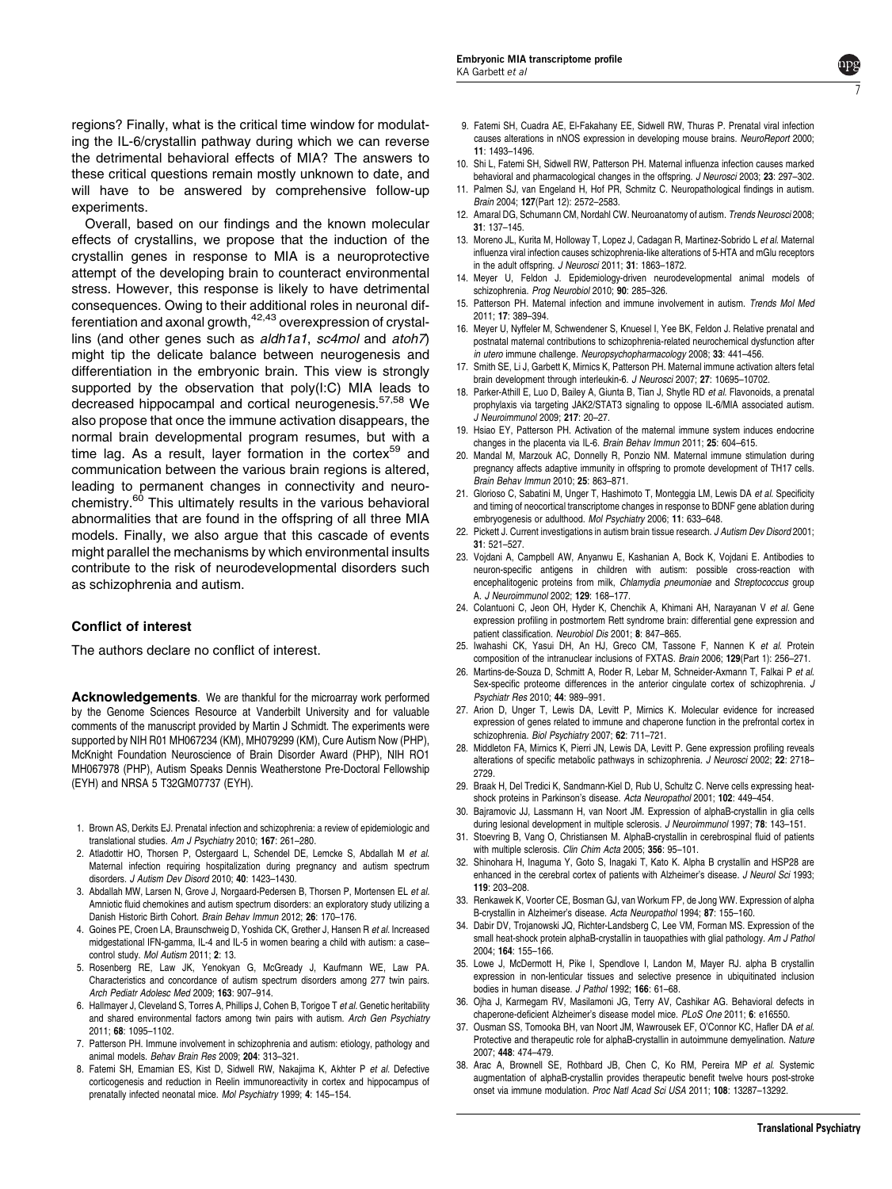regions? Finally, what is the critical time window for modulating the IL-6/crystallin pathway during which we can reverse the detrimental behavioral effects of MIA? The answers to these critical questions remain mostly unknown to date, and will have to be answered by comprehensive follow-up experiments.

Overall, based on our findings and the known molecular effects of crystallins, we propose that the induction of the crystallin genes in response to MIA is a neuroprotective attempt of the developing brain to counteract environmental stress. However, this response is likely to have detrimental consequences. Owing to their additional roles in neuronal differentiation and axonal growth,[42,43] overexpression of crystallins (and other genes such as *aldh1a1*, *sc4mol* and *atoh7*) might tip the delicate balance between neurogenesis and differentiation in the embryonic brain. This view is strongly supported by the observation that poly(I:C) MIA leads to decreased hippocampal and cortical neurogenesis.[57,58] We also propose that once the immune activation disappears, the normal brain developmental program resumes, but with a time lag. As a result, layer formation in the cortex[59] and communication between the various brain regions is altered, leading to permanent changes in connectivity and neurochemistry.[60] This ultimately results in the various behavioral abnormalities that are found in the offspring of all three MIA models. Finally, we also argue that this cascade of events might parallel the mechanisms by which environmental insults contribute to the risk of neurodevelopmental disorders such as schizophrenia and autism.

## Conflict of interest

The authors declare no conflict of interest.

**Acknowledgements**. We are thankful for the microarray work performed by the Genome Sciences Resource at Vanderbilt University and for valuable comments of the manuscript provided by Martin J Schmidt. The experiments were supported by NIH R01 MH067234 (KM), MH079299 (KM), Cure Autism Now (PHP), McKnight Foundation Neuroscience of Brain Disorder Award (PHP), NIH RO1 MH067978 (PHP), Autism Speaks Dennis Weatherstone Pre-Doctoral Fellowship (EYH) and NRSA 5 T32GM07737 (EYH).

1. Brown AS, Derkits EJ. Prenatal infection and schizophrenia: a review of epidemiologic and translational studies. *Am J Psychiatry* 2010; **167**: 261–280.
2. Atladottir HO, Thorsen P, Ostergaard L, Schendel DE, Lemcke S, Abdallah M *et al.* Maternal infection requiring hospitalization during pregnancy and autism spectrum disorders. *J Autism Dev Disord* 2010; **40**: 1423–1430.
3. Abdallah MW, Larsen N, Grove J, Norgaard-Pedersen B, Thorsen P, Mortensen EL *et al.* Amniotic fluid chemokines and autism spectrum disorders: an exploratory study utilizing a Danish Historic Birth Cohort. *Brain Behav Immun* 2012; **26**: 170–176.
4. Goines PE, Croen LA, Braunschweig D, Yoshida CK, Grether J, Hansen R *et al.* Increased midgestational IFN-gamma, IL-4 and IL-5 in women bearing a child with autism: a case–control study. *Mol Autism* 2011; **2**: 13.
5. Rosenberg RE, Law JK, Yenokyan G, McGready J, Kaufmann WE, Law PA. Characteristics and concordance of autism spectrum disorders among 277 twin pairs. *Arch Pediatr Adolesc Med* 2009; **163**: 907–914.
6. Hallmayer J, Cleveland S, Torres A, Phillips J, Cohen B, Torigoe T *et al.* Genetic heritability and shared environmental factors among twin pairs with autism. *Arch Gen Psychiatry* 2011; **68**: 1095–1102.
7. Patterson PH. Immune involvement in schizophrenia and autism: etiology, pathology and animal models. *Behav Brain Res* 2009; **204**: 313–321.
8. Fatemi SH, Emamian ES, Kist D, Sidwell RW, Nakajima K, Akhter P *et al.* Defective corticogenesis and reduction in Reelin immunoreactivity in cortex and hippocampus of prenatally infected neonatal mice. *Mol Psychiatry* 1999; **4**: 145–154.
9. Fatemi SH, Cuadra AE, El-Fakahany EE, Sidwell RW, Thuras P. Prenatal viral infection causes alterations in nNOS expression in developing mouse brains. *NeuroReport* 2000; **11**: 1493–1496.
10. Shi L, Fatemi SH, Sidwell RW, Patterson PH. Maternal influenza infection causes marked behavioral and pharmacological changes in the offspring. *J Neurosci* 2003; **23**: 297–302.
11. Palmen SJ, van Engeland H, Hof PR, Schmitz C. Neuropathological findings in autism. *Brain* 2004; **127**(Part 12): 2572–2583.
12. Amaral DG, Schumann CM, Nordahl CW. Neuroanatomy of autism. *Trends Neurosci* 2008; **31**: 137–145.
13. Moreno JL, Kurita M, Holloway T, Lopez J, Cadagan R, Martinez-Sobrido L *et al.* Maternal influenza viral infection causes schizophrenia-like alterations of 5-HTA and mGlu receptors in the adult offspring. *J Neurosci* 2011; **31**: 1863–1872.
14. Meyer U, Feldon J. Epidemiology-driven neurodevelopmental animal models of schizophrenia. *Prog Neurobiol* 2010; **90**: 285–326.
15. Patterson PH. Maternal infection and immune involvement in autism. *Trends Mol Med* 2011; **17**: 389–394.
16. Meyer U, Nyffeler M, Schwendener S, Knuesel I, Yee BK, Feldon J. Relative prenatal and postnatal maternal contributions to schizophrenia-related neurochemical dysfunction after *in utero* immune challenge. *Neuropsychopharmacology* 2008; **33**: 441–456.
17. Smith SE, Li J, Garbett K, Mirnics K, Patterson PH. Maternal immune activation alters fetal brain development through interleukin-6. *J Neurosci* 2007; **27**: 10695–10702.
18. Parker-Athill E, Luo D, Bailey A, Giunta B, Tian J, Shytle RD *et al.* Flavonoids, a prenatal prophylaxis via targeting JAK2/STAT3 signaling to oppose IL-6/MIA associated autism. *J Neuroimmunol* 2009; **217**: 20–27.
19. Hsiao EY, Patterson PH. Activation of the maternal immune system induces endocrine changes in the placenta via IL-6. *Brain Behav Immun* 2011; **25**: 604–615.
20. Mandal M, Marzouk AC, Donnelly R, Ponzio NM. Maternal immune stimulation during pregnancy affects adaptive immunity in offspring to promote development of TH17 cells. *Brain Behav Immun* 2010; **25**: 863–871.
21. Glorioso C, Sabatini M, Unger T, Hashimoto T, Monteggia LM, Lewis DA *et al.* Specificity and timing of neocortical transcriptome changes in response to BDNF gene ablation during embryogenesis or adulthood. *Mol Psychiatry* 2006; **11**: 633–648.
22. Pickett J. Current investigations in autism brain tissue research. *J Autism Dev Disord* 2001; **31**: 521–527.
23. Vojdani A, Campbell AW, Anyanwu E, Kashanian A, Bock K, Vojdani E. Antibodies to neuron-specific antigens in children with autism: possible cross-reaction with encephalitogenic proteins from milk, *Chlamydia pneumoniae* and *Streptococcus* group A. *J Neuroimmunol* 2002; **129**: 168–177.
24. Colantuoni C, Jeon OH, Hyder K, Chenchik A, Khimani AH, Narayanan V *et al.* Gene expression profiling in postmortem Rett syndrome brain: differential gene expression and patient classification. *Neurobiol Dis* 2001; **8**: 847–865.
25. Iwahashi CK, Yasui DH, An HJ, Greco CM, Tassone F, Nannen K *et al.* Protein composition of the intranuclear inclusions of FXTAS. *Brain* 2006; **129**(Part 1): 256–271.
26. Martins-de-Souza D, Schmitt A, Roder R, Lebar M, Schneider-Axmann T, Falkai P *et al.* Sex-specific proteome differences in the anterior cingulate cortex of schizophrenia. *J Psychiatr Res* 2010; **44**: 989–991.
27. Arion D, Unger T, Lewis DA, Levitt P, Mirnics K. Molecular evidence for increased expression of genes related to immune and chaperone function in the prefrontal cortex in schizophrenia. *Biol Psychiatry* 2007; **62**: 711–721.
28. Middleton FA, Mirnics K, Pierri JN, Lewis DA, Levitt P. Gene expression profiling reveals alterations of specific metabolic pathways in schizophrenia. *J Neurosci* 2002; **22**: 2718–2729.
29. Braak H, Del Tredici K, Sandmann-Kiel D, Rub U, Schultz C. Nerve cells expressing heat-shock proteins in Parkinson's disease. *Acta Neuropathol* 2001; **102**: 449–454.
30. Bajramovic JJ, Lassmann H, van Noort JM. Expression of alphaB-crystallin in glia cells during lesional development in multiple sclerosis. *J Neuroimmunol* 1997; **78**: 143–151.
31. Stoevring B, Vang O, Christiansen M. AlphaB-crystallin in cerebrospinal fluid of patients with multiple sclerosis. *Clin Chim Acta* 2005; **356**: 95–101.
32. Shinohara H, Inaguma Y, Goto S, Inagaki T, Kato K. Alpha B crystallin and HSP28 are enhanced in the cerebral cortex of patients with Alzheimer's disease. *J Neurol Sci* 1993; **119**: 203–208.
33. Renkawek K, Voorter CE, Bosman GJ, van Workum FP, de Jong WW. Expression of alpha B-crystallin in Alzheimer's disease. *Acta Neuropathol* 1994; **87**: 155–160.
34. Dabir DV, Trojanowski JQ, Richter-Landsberg C, Lee VM, Forman MS. Expression of the small heat-shock protein alphaB-crystallin in tauopathies with glial pathology. *Am J Pathol* 2004; **164**: 155–166.
35. Lowe J, McDermott H, Pike I, Spendlove I, Landon M, Mayer RJ. alpha B crystallin expression in non-lenticular tissues and selective presence in ubiquitinated inclusion bodies in human disease. *J Pathol* 1992; **166**: 61–68.
36. Ojha J, Karmegam RV, Masilamoni JG, Terry AV, Cashikar AG. Behavioral defects in chaperone-deficient Alzheimer's disease model mice. *PLoS One* 2011; **6**: e16550.
37. Ousman SS, Tomooka BH, van Noort JM, Wawrousek EF, O'Connor KC, Hafler DA *et al.* Protective and therapeutic role for alphaB-crystallin in autoimmune demyelination. *Nature* 2007; **448**: 474–479.
38. Arac A, Brownell SE, Rothbard JB, Chen C, Ko RM, Pereira MP *et al.* Systemic augmentation of alphaB-crystallin provides therapeutic benefit twelve hours post-stroke onset via immune modulation. *Proc Natl Acad Sci USA* 2011; **108**: 13287–13292.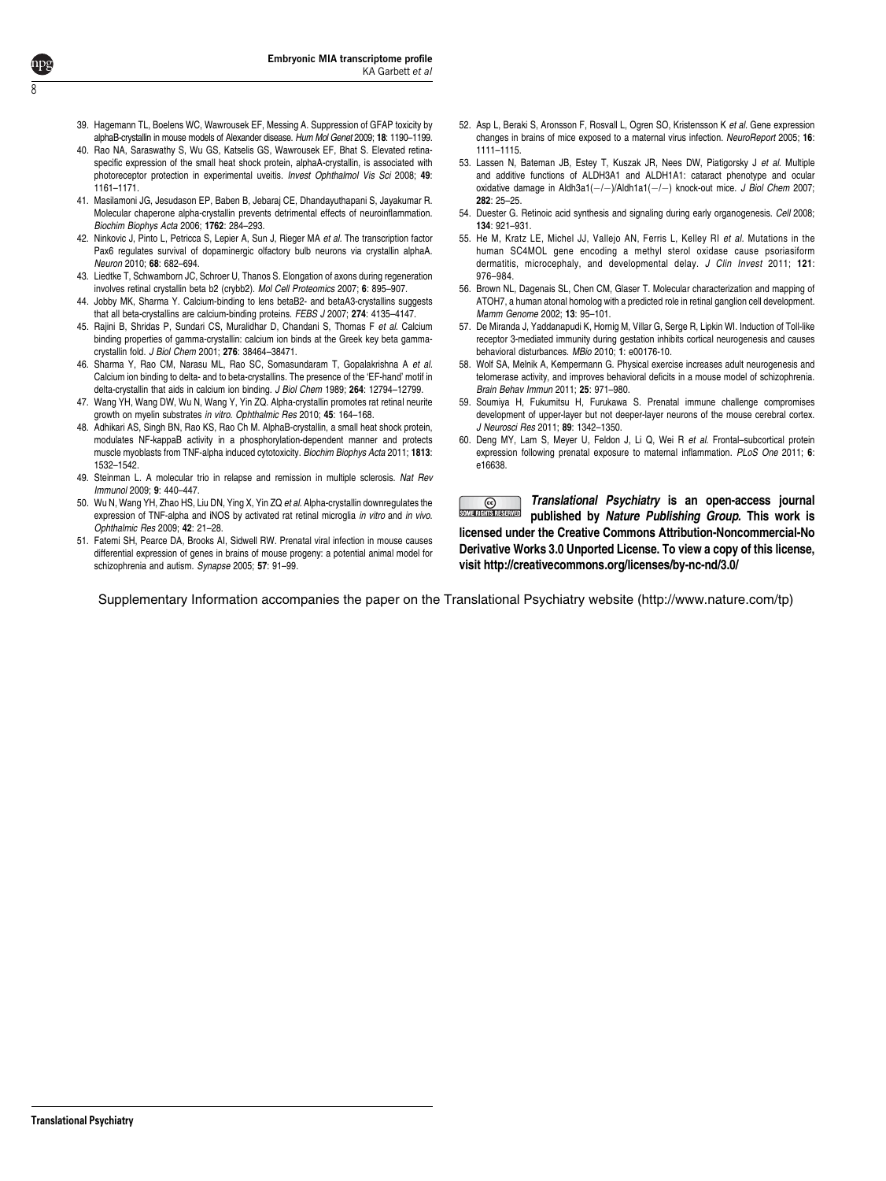39. Hagemann TL, Boelens WC, Wawrousek EF, Messing A. Suppression of GFAP toxicity by alphaB-crystallin in mouse models of Alexander disease. *Hum Mol Genet* 2009; **18**: 1190–1199.
40. Rao NA, Saraswathy S, Wu GS, Katselis GS, Wawrousek EF, Bhat S. Elevated retina-specific expression of the small heat shock protein, alphaA-crystallin, is associated with photoreceptor protection in experimental uveitis. *Invest Ophthalmol Vis Sci* 2008; **49**: 1161–1171.
41. Masilamoni JG, Jesudason EP, Baben B, Jebaraj CE, Dhandayuthapani S, Jayakumar R. Molecular chaperone alpha-crystallin prevents detrimental effects of neuroinflammation. *Biochim Biophys Acta* 2006; **1762**: 284–293.
42. Ninkovic J, Pinto L, Petricca S, Lepier A, Sun J, Rieger MA *et al.* The transcription factor Pax6 regulates survival of dopaminergic olfactory bulb neurons via crystallin alphaA. *Neuron* 2010; **68**: 682–694.
43. Liedtke T, Schwamborn JC, Schroer U, Thanos S. Elongation of axons during regeneration involves retinal crystallin beta b2 (crybb2). *Mol Cell Proteomics* 2007; **6**: 895–907.
44. Jobby MK, Sharma Y. Calcium-binding to lens betaB2- and betaA3-crystallins suggests that all beta-crystallins are calcium-binding proteins. *FEBS J* 2007; **274**: 4135–4147.
45. Rajini B, Shridas P, Sundari CS, Muralidhar D, Chandani S, Thomas F *et al.* Calcium binding properties of gamma-crystallin: calcium ion binds at the Greek key beta gamma-crystallin fold. *J Biol Chem* 2001; **276**: 38464–38471.
46. Sharma Y, Rao CM, Narasu ML, Rao SC, Somasundaram T, Gopalakrishna A *et al.* Calcium ion binding to delta- and to beta-crystallins. The presence of the 'EF-hand' motif in delta-crystallin that aids in calcium ion binding. *J Biol Chem* 1989; **264**: 12794–12799.
47. Wang YH, Wang DW, Wu N, Wang Y, Yin ZQ. Alpha-crystallin promotes rat retinal neurite growth on myelin substrates *in vitro*. *Ophthalmic Res* 2010; **45**: 164–168.
48. Adhikari AS, Singh BN, Rao KS, Rao Ch M. AlphaB-crystallin, a small heat shock protein, modulates NF-kappaB activity in a phosphorylation-dependent manner and protects muscle myoblasts from TNF-alpha induced cytotoxicity. *Biochim Biophys Acta* 2011; **1813**: 1532–1542.
49. Steinman L. A molecular trio in relapse and remission in multiple sclerosis. *Nat Rev Immunol* 2009; **9**: 440–447.
50. Wu N, Wang YH, Zhao HS, Liu DN, Ying X, Yin ZQ *et al.* Alpha-crystallin downregulates the expression of TNF-alpha and iNOS by activated rat retinal microglia *in vitro* and *in vivo*. *Ophthalmic Res* 2009; **42**: 21–28.
51. Fatemi SH, Pearce DA, Brooks AI, Sidwell RW. Prenatal viral infection in mouse causes differential expression of genes in brains of mouse progeny: a potential animal model for schizophrenia and autism. *Synapse* 2005; **57**: 91–99.
52. Asp L, Beraki S, Aronsson F, Rosvall L, Ogren SO, Kristensson K *et al.* Gene expression changes in brains of mice exposed to a maternal virus infection. *NeuroReport* 2005; **16**: 1111–1115.
53. Lassen N, Bateman JB, Estey T, Kuszak JR, Nees DW, Piatigorsky J *et al.* Multiple and additive functions of ALDH3A1 and ALDH1A1: cataract phenotype and ocular oxidative damage in Aldh3a1(−/−)/Aldh1a1(−/−) knock-out mice. *J Biol Chem* 2007; **282**: 25–25.
54. Duester G. Retinoic acid synthesis and signaling during early organogenesis. *Cell* 2008; **134**: 921–931.
55. He M, Kratz LE, Michel JJ, Vallejo AN, Ferris L, Kelley RI *et al.* Mutations in the human SC4MOL gene encoding a methyl sterol oxidase cause psoriasiform dermatitis, microcephaly, and developmental delay. *J Clin Invest* 2011; **121**: 976–984.
56. Brown NL, Dagenais SL, Chen CM, Glaser T. Molecular characterization and mapping of ATOH7, a human atonal homolog with a predicted role in retinal ganglion cell development. *Mamm Genome* 2002; **13**: 95–101.
57. De Miranda J, Yaddanapudi K, Hornig M, Villar G, Serge R, Lipkin WI. Induction of Toll-like receptor 3-mediated immunity during gestation inhibits cortical neurogenesis and causes behavioral disturbances. *MBio* 2010; **1**: e00176-10.
58. Wolf SA, Melnik A, Kempermann G. Physical exercise increases adult neurogenesis and telomerase activity, and improves behavioral deficits in a mouse model of schizophrenia. *Brain Behav Immun* 2011; **25**: 971–980.
59. Soumiya H, Fukumitsu H, Furukawa S. Prenatal immune challenge compromises development of upper-layer but not deeper-layer neurons of the mouse cerebral cortex. *J Neurosci Res* 2011; **89**: 1342–1350.
60. Deng MY, Lam S, Meyer U, Feldon J, Li Q, Wei R *et al.* Frontal–subcortical protein expression following prenatal exposure to maternal inflammation. *PLoS One* 2011; **6**: e16638.

**Translational Psychiatry is an open-access journal published by Nature Publishing Group. This work is licensed under the Creative Commons Attribution-Noncommercial-No Derivative Works 3.0 Unported License. To view a copy of this license, visit http://creativecommons.org/licenses/by-nc-nd/3.0/**

Supplementary Information accompanies the paper on the Translational Psychiatry website (http://www.nature.com/tp)